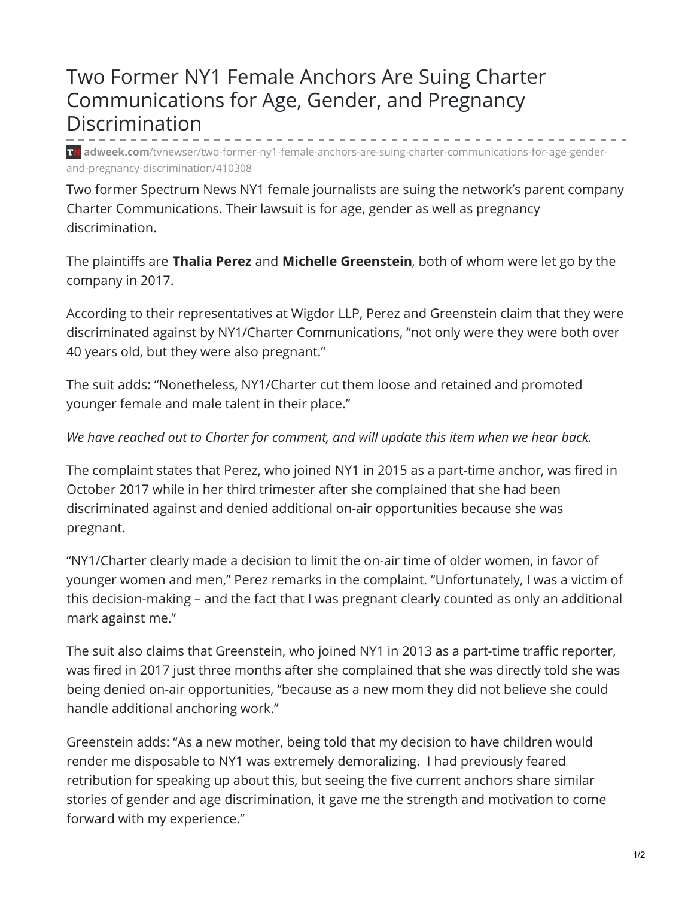# Two Former NY1 Female Anchors Are Suing Charter Communications for Age, Gender, and Pregnancy Discrimination

**adweek.com**/tvnewser/two-former-ny1-female-anchors-are-suing-charter-communications-for-age-gender-and-pregnancy-discrimination/410308

Two former Spectrum News NY1 female journalists are suing the network's parent company Charter Communications. Their lawsuit is for age, gender as well as pregnancy discrimination.

The plaintiffs are **Thalia Perez** and **Michelle Greenstein**, both of whom were let go by the company in 2017.

According to their representatives at Wigdor LLP, Perez and Greenstein claim that they were discriminated against by NY1/Charter Communications, "not only were they were both over 40 years old, but they were also pregnant."

The suit adds: "Nonetheless, NY1/Charter cut them loose and retained and promoted younger female and male talent in their place."

*We have reached out to Charter for comment, and will update this item when we hear back.*

The complaint states that Perez, who joined NY1 in 2015 as a part-time anchor, was fired in October 2017 while in her third trimester after she complained that she had been discriminated against and denied additional on-air opportunities because she was pregnant.

"NY1/Charter clearly made a decision to limit the on-air time of older women, in favor of younger women and men," Perez remarks in the complaint. "Unfortunately, I was a victim of this decision-making – and the fact that I was pregnant clearly counted as only an additional mark against me."

The suit also claims that Greenstein, who joined NY1 in 2013 as a part-time traffic reporter, was fired in 2017 just three months after she complained that she was directly told she was being denied on-air opportunities, "because as a new mom they did not believe she could handle additional anchoring work."

Greenstein adds: "As a new mother, being told that my decision to have children would render me disposable to NY1 was extremely demoralizing. I had previously feared retribution for speaking up about this, but seeing the five current anchors share similar stories of gender and age discrimination, it gave me the strength and motivation to come forward with my experience."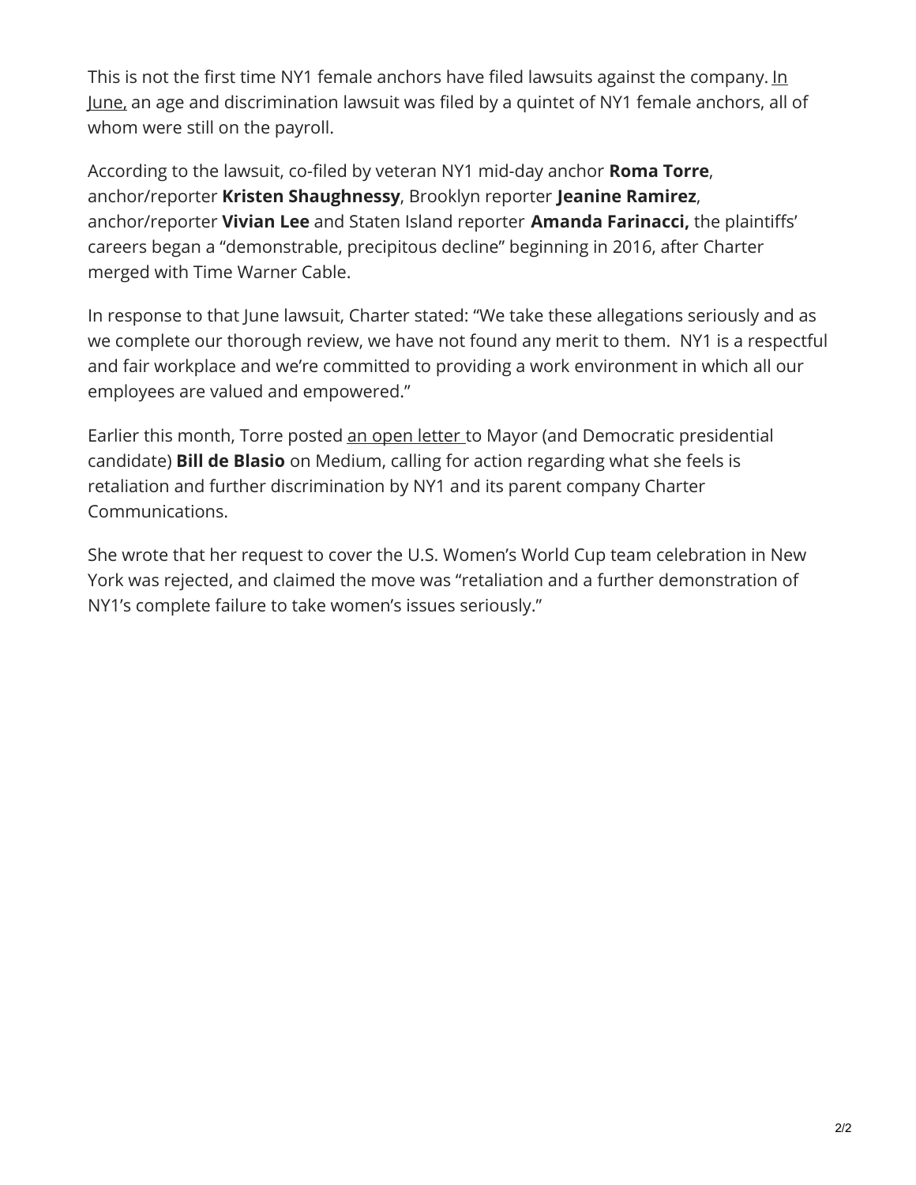This is not the first time NY1 female anchors have filed lawsuits against the company. In June, an age and discrimination lawsuit was filed by a quintet of NY1 female anchors, all of whom were still on the payroll.

According to the lawsuit, co-filed by veteran NY1 mid-day anchor **Roma Torre**, anchor/reporter **Kristen Shaughnessy**, Brooklyn reporter **Jeanine Ramirez**, anchor/reporter **Vivian Lee** and Staten Island reporter **Amanda Farinacci,** the plaintiffs' careers began a "demonstrable, precipitous decline" beginning in 2016, after Charter merged with Time Warner Cable.

In response to that June lawsuit, Charter stated: "We take these allegations seriously and as we complete our thorough review, we have not found any merit to them.  NY1 is a respectful and fair workplace and we're committed to providing a work environment in which all our employees are valued and empowered."

Earlier this month, Torre posted an open letter to Mayor (and Democratic presidential candidate) **Bill de Blasio** on Medium, calling for action regarding what she feels is retaliation and further discrimination by NY1 and its parent company Charter Communications.

She wrote that her request to cover the U.S. Women's World Cup team celebration in New York was rejected, and claimed the move was "retaliation and a further demonstration of NY1's complete failure to take women's issues seriously."